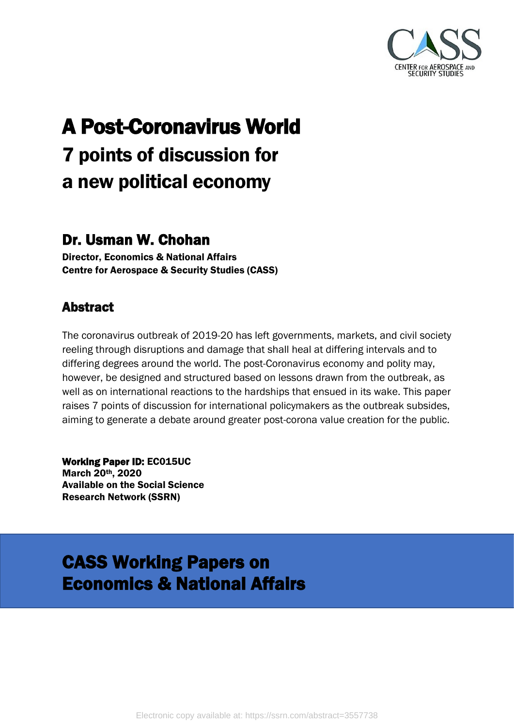CENTER FOR AEROSPACE AND SECURITY STUDIES

# A Post-Coronavirus World

## 7 points of discussion for a new political economy

## Dr. Usman W. Chohan

**Director, Economics & National Affairs**
**Centre for Aerospace & Security Studies (CASS)**

## Abstract

The coronavirus outbreak of 2019-20 has left governments, markets, and civil society reeling through disruptions and damage that shall heal at differing intervals and to differing degrees around the world. The post-Coronavirus economy and polity may, however, be designed and structured based on lessons drawn from the outbreak, as well as on international reactions to the hardships that ensued in its wake. This paper raises 7 points of discussion for international policymakers as the outbreak subsides, aiming to generate a debate around greater post-corona value creation for the public.

**Working Paper ID: EC015UC**
**March 20th, 2020**
**Available on the Social Science Research Network (SSRN)**

## CASS Working Papers on Economics & National Affairs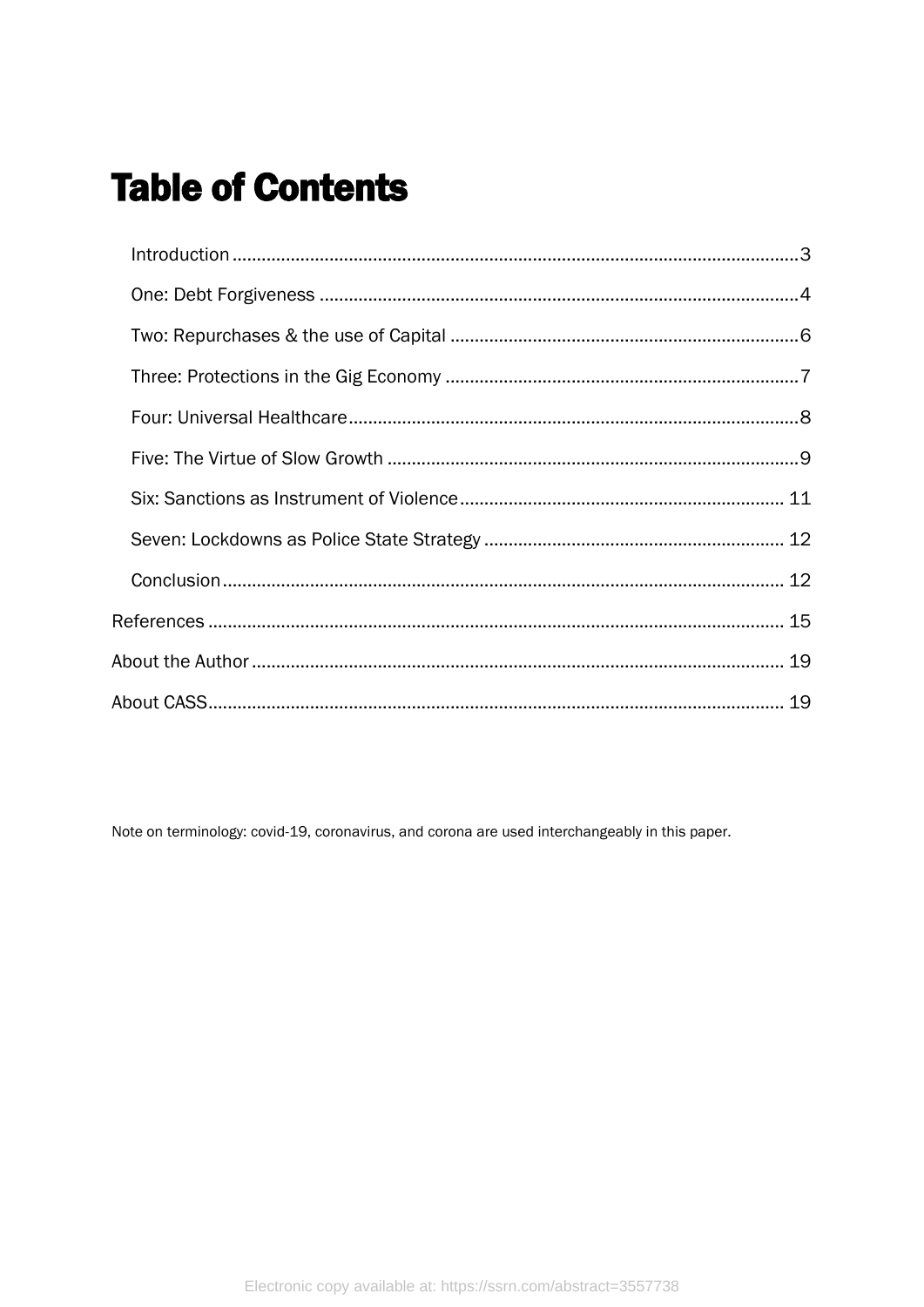# Table of Contents

- Introduction .......... 3
- One: Debt Forgiveness .......... 4
- Two: Repurchases & the use of Capital .......... 6
- Three: Protections in the Gig Economy .......... 7
- Four: Universal Healthcare .......... 8
- Five: The Virtue of Slow Growth .......... 9
- Six: Sanctions as Instrument of Violence .......... 11
- Seven: Lockdowns as Police State Strategy .......... 12
- Conclusion .......... 12

References .......... 15

About the Author .......... 19

About CASS .......... 19

Note on terminology: covid-19, coronavirus, and corona are used interchangeably in this paper.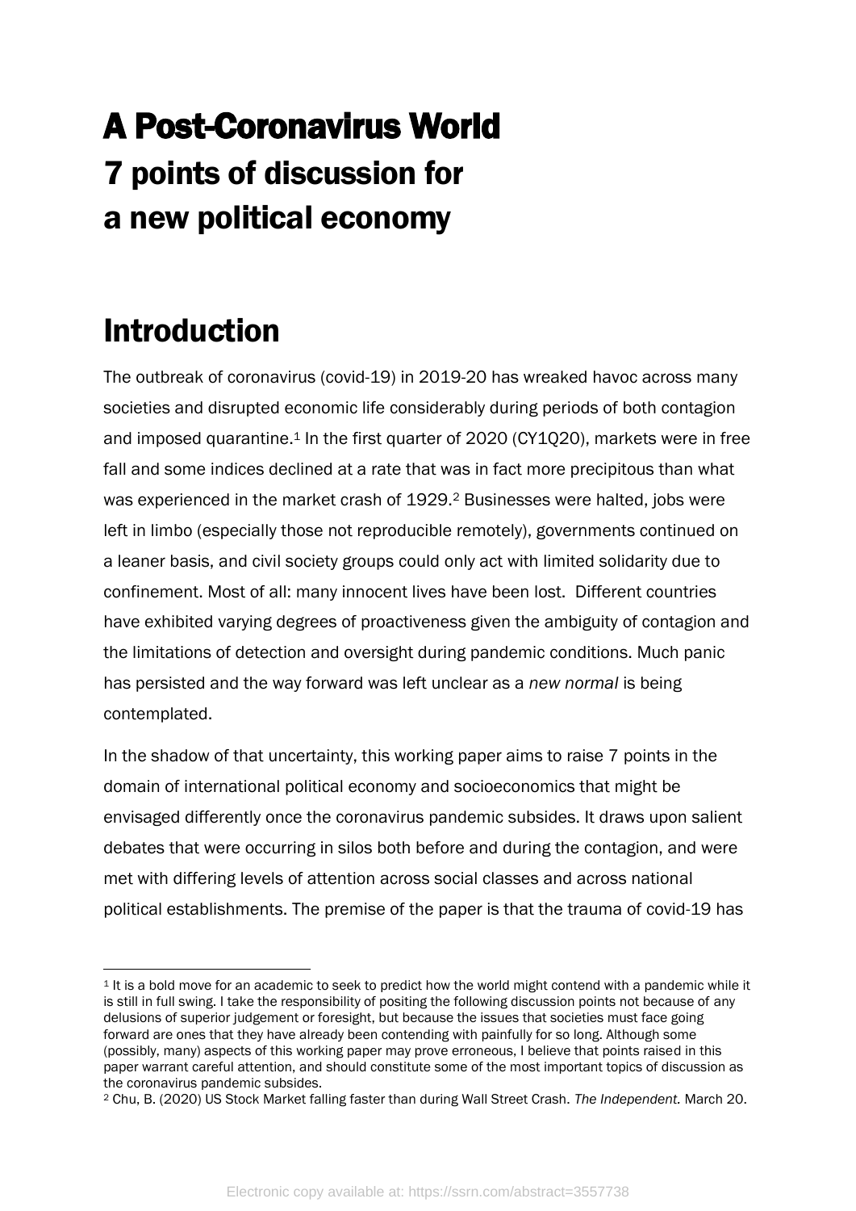# A Post-Coronavirus World

## 7 points of discussion for a new political economy

# Introduction

The outbreak of coronavirus (covid-19) in 2019-20 has wreaked havoc across many societies and disrupted economic life considerably during periods of both contagion and imposed quarantine.[1] In the first quarter of 2020 (CY1Q20), markets were in free fall and some indices declined at a rate that was in fact more precipitous than what was experienced in the market crash of 1929.[2] Businesses were halted, jobs were left in limbo (especially those not reproducible remotely), governments continued on a leaner basis, and civil society groups could only act with limited solidarity due to confinement. Most of all: many innocent lives have been lost. Different countries have exhibited varying degrees of proactiveness given the ambiguity of contagion and the limitations of detection and oversight during pandemic conditions. Much panic has persisted and the way forward was left unclear as a *new normal* is being contemplated.

In the shadow of that uncertainty, this working paper aims to raise 7 points in the domain of international political economy and socioeconomics that might be envisaged differently once the coronavirus pandemic subsides. It draws upon salient debates that were occurring in silos both before and during the contagion, and were met with differing levels of attention across social classes and across national political establishments. The premise of the paper is that the trauma of covid-19 has

---

[1] It is a bold move for an academic to seek to predict how the world might contend with a pandemic while it is still in full swing. I take the responsibility of positing the following discussion points not because of any delusions of superior judgement or foresight, but because the issues that societies must face going forward are ones that they have already been contending with painfully for so long. Although some (possibly, many) aspects of this working paper may prove erroneous, I believe that points raised in this paper warrant careful attention, and should constitute some of the most important topics of discussion as the coronavirus pandemic subsides.

[2] Chu, B. (2020) US Stock Market falling faster than during Wall Street Crash. *The Independent.* March 20.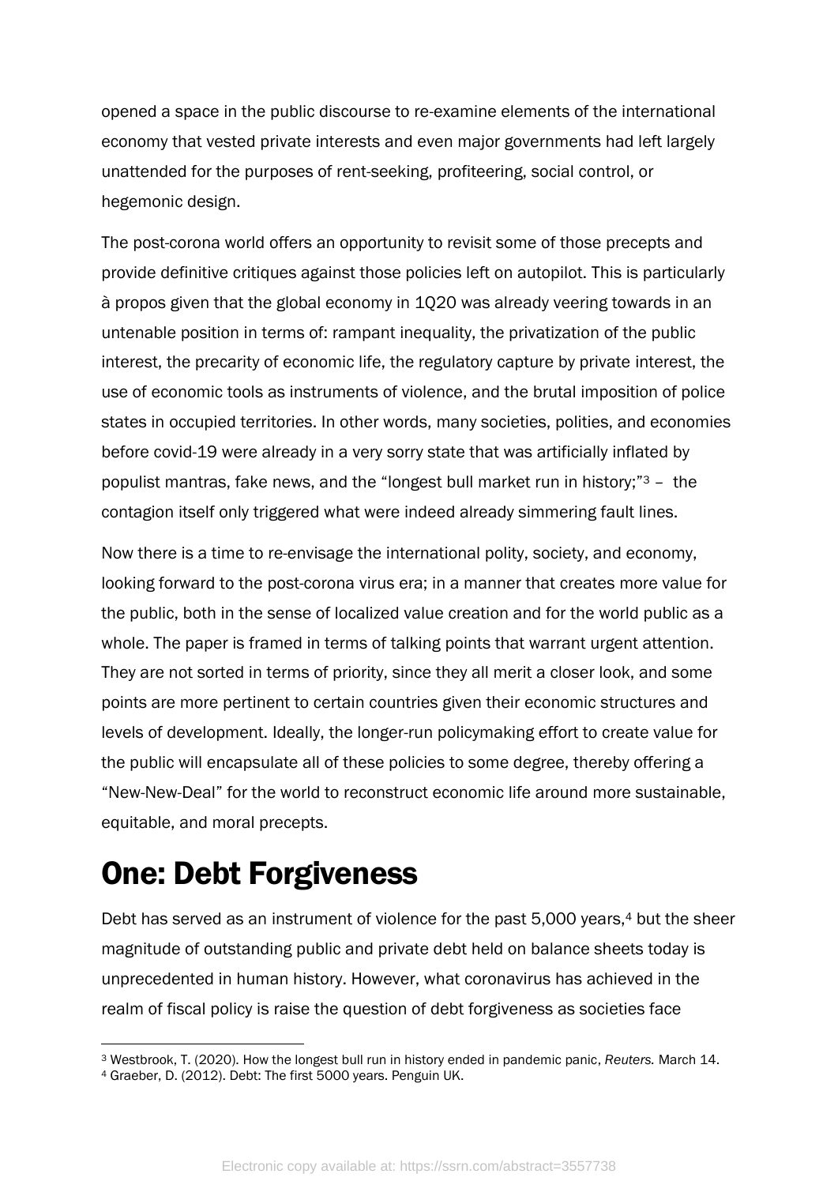opened a space in the public discourse to re-examine elements of the international economy that vested private interests and even major governments had left largely unattended for the purposes of rent-seeking, profiteering, social control, or hegemonic design.

The post-corona world offers an opportunity to revisit some of those precepts and provide definitive critiques against those policies left on autopilot. This is particularly à propos given that the global economy in 1Q20 was already veering towards in an untenable position in terms of: rampant inequality, the privatization of the public interest, the precarity of economic life, the regulatory capture by private interest, the use of economic tools as instruments of violence, and the brutal imposition of police states in occupied territories. In other words, many societies, polities, and economies before covid-19 were already in a very sorry state that was artificially inflated by populist mantras, fake news, and the "longest bull market run in history;"[3] – the contagion itself only triggered what were indeed already simmering fault lines.

Now there is a time to re-envisage the international polity, society, and economy, looking forward to the post-corona virus era; in a manner that creates more value for the public, both in the sense of localized value creation and for the world public as a whole. The paper is framed in terms of talking points that warrant urgent attention. They are not sorted in terms of priority, since they all merit a closer look, and some points are more pertinent to certain countries given their economic structures and levels of development. Ideally, the longer-run policymaking effort to create value for the public will encapsulate all of these policies to some degree, thereby offering a "New-New-Deal" for the world to reconstruct economic life around more sustainable, equitable, and moral precepts.

# One: Debt Forgiveness

Debt has served as an instrument of violence for the past 5,000 years,[4] but the sheer magnitude of outstanding public and private debt held on balance sheets today is unprecedented in human history. However, what coronavirus has achieved in the realm of fiscal policy is raise the question of debt forgiveness as societies face

[3] Westbrook, T. (2020). How the longest bull run in history ended in pandemic panic, *Reuters.* March 14.
[4] Graeber, D. (2012). Debt: The first 5000 years. Penguin UK.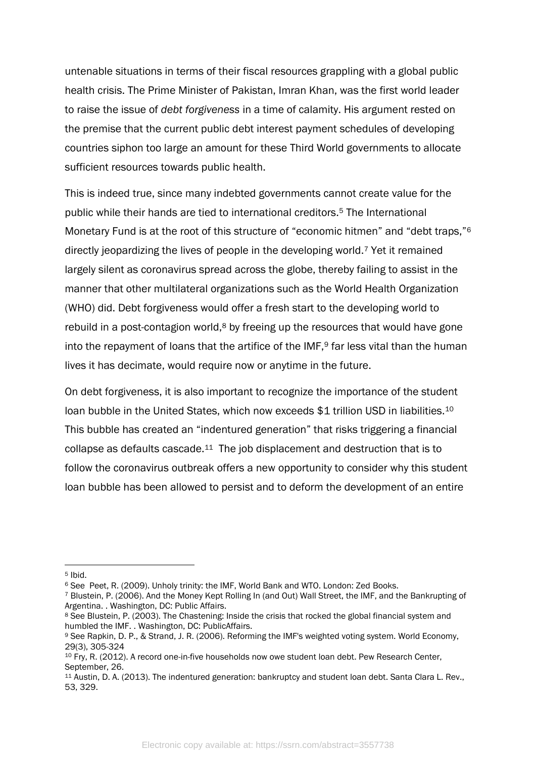untenable situations in terms of their fiscal resources grappling with a global public health crisis. The Prime Minister of Pakistan, Imran Khan, was the first world leader to raise the issue of *debt forgiveness* in a time of calamity. His argument rested on the premise that the current public debt interest payment schedules of developing countries siphon too large an amount for these Third World governments to allocate sufficient resources towards public health.

This is indeed true, since many indebted governments cannot create value for the public while their hands are tied to international creditors.[5] The International Monetary Fund is at the root of this structure of "economic hitmen" and "debt traps,"[6] directly jeopardizing the lives of people in the developing world.[7] Yet it remained largely silent as coronavirus spread across the globe, thereby failing to assist in the manner that other multilateral organizations such as the World Health Organization (WHO) did. Debt forgiveness would offer a fresh start to the developing world to rebuild in a post-contagion world,[8] by freeing up the resources that would have gone into the repayment of loans that the artifice of the IMF,[9] far less vital than the human lives it has decimate, would require now or anytime in the future.

On debt forgiveness, it is also important to recognize the importance of the student loan bubble in the United States, which now exceeds $1 trillion USD in liabilities.[10] This bubble has created an "indentured generation" that risks triggering a financial collapse as defaults cascade.[11] The job displacement and destruction that is to follow the coronavirus outbreak offers a new opportunity to consider why this student loan bubble has been allowed to persist and to deform the development of an entire

---

[5] Ibid.

[6] See Peet, R. (2009). Unholy trinity: the IMF, World Bank and WTO. London: Zed Books.

[7] Blustein, P. (2006). And the Money Kept Rolling In (and Out) Wall Street, the IMF, and the Bankrupting of Argentina. . Washington, DC: Public Affairs.

[8] See Blustein, P. (2003). The Chastening: Inside the crisis that rocked the global financial system and humbled the IMF. . Washington, DC: PublicAffairs.

[9] See Rapkin, D. P., & Strand, J. R. (2006). Reforming the IMF's weighted voting system. World Economy, 29(3), 305-324

[10] Fry, R. (2012). A record one-in-five households now owe student loan debt. Pew Research Center, September, 26.

[11] Austin, D. A. (2013). The indentured generation: bankruptcy and student loan debt. Santa Clara L. Rev., 53, 329.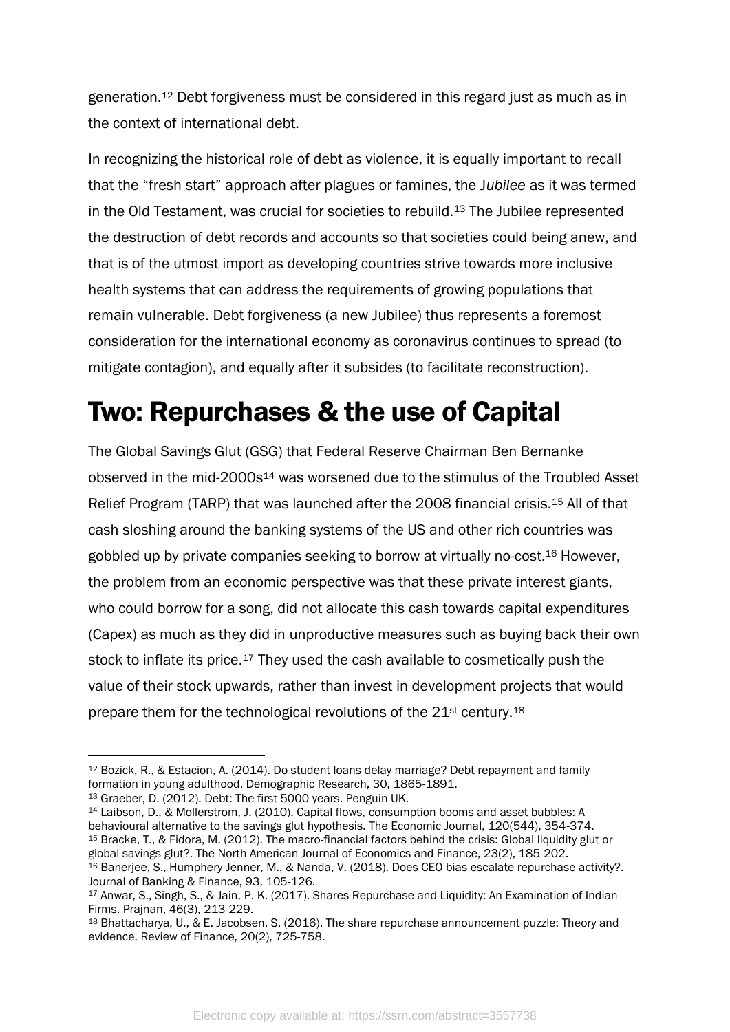generation.[12] Debt forgiveness must be considered in this regard just as much as in the context of international debt.

In recognizing the historical role of debt as violence, it is equally important to recall that the "fresh start" approach after plagues or famines, the *Jubilee* as it was termed in the Old Testament, was crucial for societies to rebuild.[13] The Jubilee represented the destruction of debt records and accounts so that societies could being anew, and that is of the utmost import as developing countries strive towards more inclusive health systems that can address the requirements of growing populations that remain vulnerable. Debt forgiveness (a new Jubilee) thus represents a foremost consideration for the international economy as coronavirus continues to spread (to mitigate contagion), and equally after it subsides (to facilitate reconstruction).

# Two: Repurchases & the use of Capital

The Global Savings Glut (GSG) that Federal Reserve Chairman Ben Bernanke observed in the mid-2000s[14] was worsened due to the stimulus of the Troubled Asset Relief Program (TARP) that was launched after the 2008 financial crisis.[15] All of that cash sloshing around the banking systems of the US and other rich countries was gobbled up by private companies seeking to borrow at virtually no-cost.[16] However, the problem from an economic perspective was that these private interest giants, who could borrow for a song, did not allocate this cash towards capital expenditures (Capex) as much as they did in unproductive measures such as buying back their own stock to inflate its price.[17] They used the cash available to cosmetically push the value of their stock upwards, rather than invest in development projects that would prepare them for the technological revolutions of the 21st century.[18]

---

[12] Bozick, R., & Estacion, A. (2014). Do student loans delay marriage? Debt repayment and family formation in young adulthood. Demographic Research, 30, 1865-1891.

[13] Graeber, D. (2012). Debt: The first 5000 years. Penguin UK.

[14] Laibson, D., & Mollerstrom, J. (2010). Capital flows, consumption booms and asset bubbles: A behavioural alternative to the savings glut hypothesis. The Economic Journal, 120(544), 354-374.

[15] Bracke, T., & Fidora, M. (2012). The macro-financial factors behind the crisis: Global liquidity glut or global savings glut?. The North American Journal of Economics and Finance, 23(2), 185-202.

[16] Banerjee, S., Humphery-Jenner, M., & Nanda, V. (2018). Does CEO bias escalate repurchase activity?. Journal of Banking & Finance, 93, 105-126.

[17] Anwar, S., Singh, S., & Jain, P. K. (2017). Shares Repurchase and Liquidity: An Examination of Indian Firms. Prajnan, 46(3), 213-229.

[18] Bhattacharya, U., & E. Jacobsen, S. (2016). The share repurchase announcement puzzle: Theory and evidence. Review of Finance, 20(2), 725-758.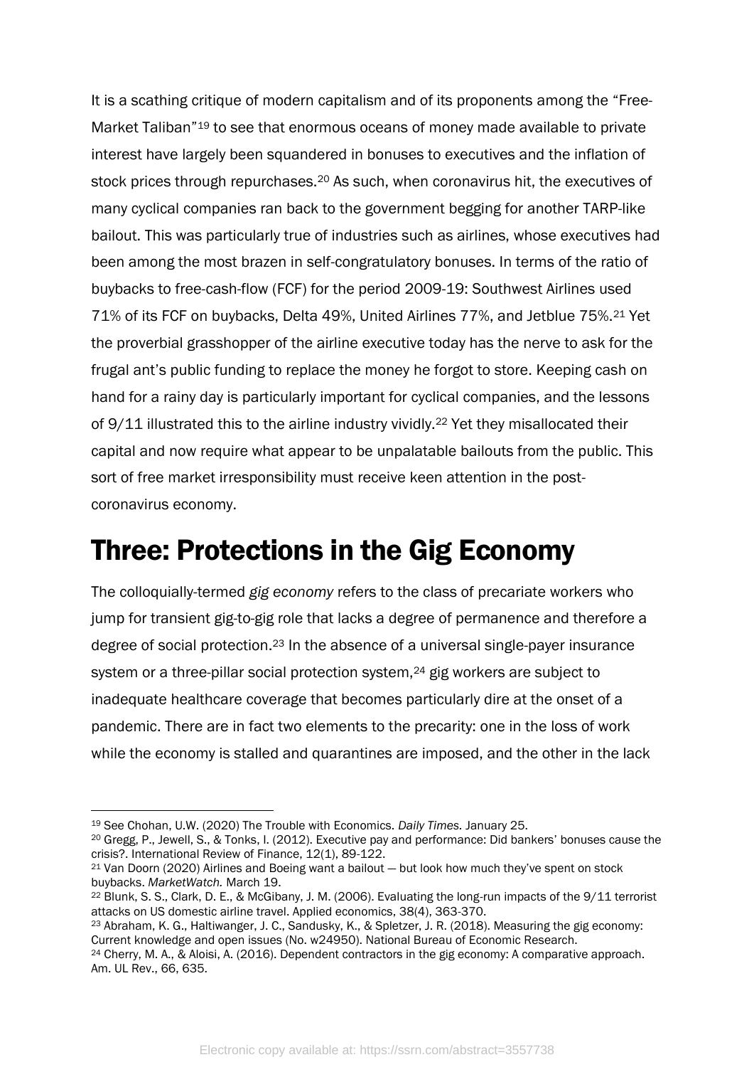It is a scathing critique of modern capitalism and of its proponents among the "Free-Market Taliban"[19] to see that enormous oceans of money made available to private interest have largely been squandered in bonuses to executives and the inflation of stock prices through repurchases.[20] As such, when coronavirus hit, the executives of many cyclical companies ran back to the government begging for another TARP-like bailout. This was particularly true of industries such as airlines, whose executives had been among the most brazen in self-congratulatory bonuses. In terms of the ratio of buybacks to free-cash-flow (FCF) for the period 2009-19: Southwest Airlines used 71% of its FCF on buybacks, Delta 49%, United Airlines 77%, and Jetblue 75%.[21] Yet the proverbial grasshopper of the airline executive today has the nerve to ask for the frugal ant's public funding to replace the money he forgot to store. Keeping cash on hand for a rainy day is particularly important for cyclical companies, and the lessons of 9/11 illustrated this to the airline industry vividly.[22] Yet they misallocated their capital and now require what appear to be unpalatable bailouts from the public. This sort of free market irresponsibility must receive keen attention in the post-coronavirus economy.

# Three: Protections in the Gig Economy

The colloquially-termed *gig economy* refers to the class of precariate workers who jump for transient gig-to-gig role that lacks a degree of permanence and therefore a degree of social protection.[23] In the absence of a universal single-payer insurance system or a three-pillar social protection system,[24] gig workers are subject to inadequate healthcare coverage that becomes particularly dire at the onset of a pandemic. There are in fact two elements to the precarity: one in the loss of work while the economy is stalled and quarantines are imposed, and the other in the lack

---

[19] See Chohan, U.W. (2020) The Trouble with Economics. *Daily Times.* January 25.

[20] Gregg, P., Jewell, S., & Tonks, I. (2012). Executive pay and performance: Did bankers' bonuses cause the crisis?. International Review of Finance, 12(1), 89-122.

[21] Van Doorn (2020) Airlines and Boeing want a bailout — but look how much they've spent on stock buybacks. *MarketWatch.* March 19.

[22] Blunk, S. S., Clark, D. E., & McGibany, J. M. (2006). Evaluating the long-run impacts of the 9/11 terrorist attacks on US domestic airline travel. Applied economics, 38(4), 363-370.

[23] Abraham, K. G., Haltiwanger, J. C., Sandusky, K., & Spletzer, J. R. (2018). Measuring the gig economy: Current knowledge and open issues (No. w24950). National Bureau of Economic Research.

[24] Cherry, M. A., & Aloisi, A. (2016). Dependent contractors in the gig economy: A comparative approach. Am. UL Rev., 66, 635.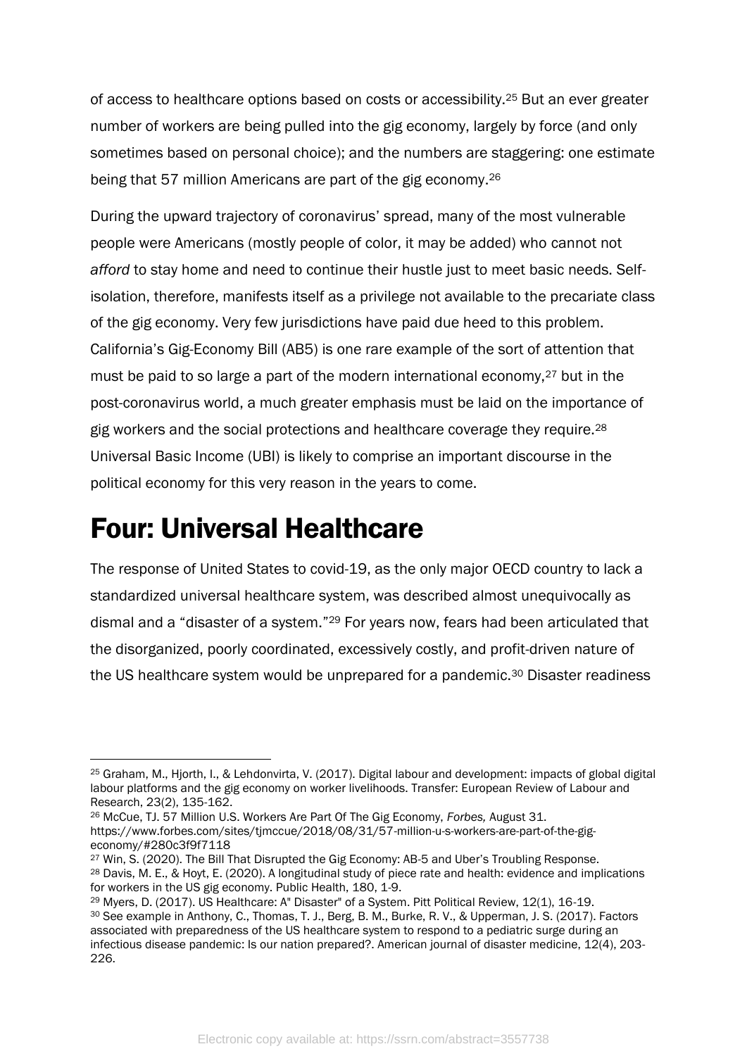of access to healthcare options based on costs or accessibility.[25] But an ever greater number of workers are being pulled into the gig economy, largely by force (and only sometimes based on personal choice); and the numbers are staggering: one estimate being that 57 million Americans are part of the gig economy.[26]

During the upward trajectory of coronavirus' spread, many of the most vulnerable people were Americans (mostly people of color, it may be added) who cannot not *afford* to stay home and need to continue their hustle just to meet basic needs. Self-isolation, therefore, manifests itself as a privilege not available to the precariate class of the gig economy. Very few jurisdictions have paid due heed to this problem. California's Gig-Economy Bill (AB5) is one rare example of the sort of attention that must be paid to so large a part of the modern international economy,[27] but in the post-coronavirus world, a much greater emphasis must be laid on the importance of gig workers and the social protections and healthcare coverage they require.[28] Universal Basic Income (UBI) is likely to comprise an important discourse in the political economy for this very reason in the years to come.

# Four: Universal Healthcare

The response of United States to covid-19, as the only major OECD country to lack a standardized universal healthcare system, was described almost unequivocally as dismal and a "disaster of a system."[29] For years now, fears had been articulated that the disorganized, poorly coordinated, excessively costly, and profit-driven nature of the US healthcare system would be unprepared for a pandemic.[30] Disaster readiness

---

[25] Graham, M., Hjorth, I., & Lehdonvirta, V. (2017). Digital labour and development: impacts of global digital labour platforms and the gig economy on worker livelihoods. Transfer: European Review of Labour and Research, 23(2), 135-162.

[26] McCue, TJ. 57 Million U.S. Workers Are Part Of The Gig Economy, *Forbes,* August 31. https://www.forbes.com/sites/tjmccue/2018/08/31/57-million-u-s-workers-are-part-of-the-gig-economy/#280c3f9f7118

[27] Win, S. (2020). The Bill That Disrupted the Gig Economy: AB-5 and Uber's Troubling Response.

[28] Davis, M. E., & Hoyt, E. (2020). A longitudinal study of piece rate and health: evidence and implications for workers in the US gig economy. Public Health, 180, 1-9.

[29] Myers, D. (2017). US Healthcare: A" Disaster" of a System. Pitt Political Review, 12(1), 16-19.

[30] See example in Anthony, C., Thomas, T. J., Berg, B. M., Burke, R. V., & Upperman, J. S. (2017). Factors associated with preparedness of the US healthcare system to respond to a pediatric surge during an infectious disease pandemic: Is our nation prepared?. American journal of disaster medicine, 12(4), 203-226.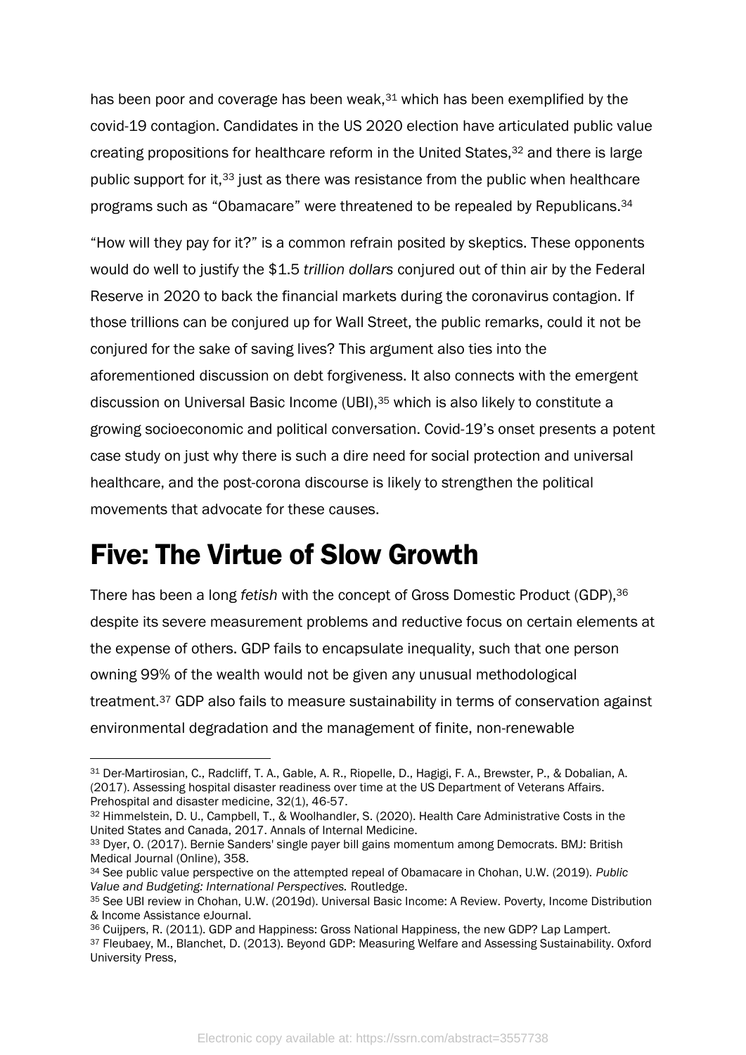has been poor and coverage has been weak,[31] which has been exemplified by the covid-19 contagion. Candidates in the US 2020 election have articulated public value creating propositions for healthcare reform in the United States,[32] and there is large public support for it,[33] just as there was resistance from the public when healthcare programs such as "Obamacare" were threatened to be repealed by Republicans.[34]

"How will they pay for it?" is a common refrain posited by skeptics. These opponents would do well to justify the $1.5 *trillion dollars* conjured out of thin air by the Federal Reserve in 2020 to back the financial markets during the coronavirus contagion. If those trillions can be conjured up for Wall Street, the public remarks, could it not be conjured for the sake of saving lives? This argument also ties into the aforementioned discussion on debt forgiveness. It also connects with the emergent discussion on Universal Basic Income (UBI),[35] which is also likely to constitute a growing socioeconomic and political conversation. Covid-19's onset presents a potent case study on just why there is such a dire need for social protection and universal healthcare, and the post-corona discourse is likely to strengthen the political movements that advocate for these causes.

# Five: The Virtue of Slow Growth

There has been a long *fetish* with the concept of Gross Domestic Product (GDP),[36] despite its severe measurement problems and reductive focus on certain elements at the expense of others. GDP fails to encapsulate inequality, such that one person owning 99% of the wealth would not be given any unusual methodological treatment.[37] GDP also fails to measure sustainability in terms of conservation against environmental degradation and the management of finite, non-renewable

---

[31] Der-Martirosian, C., Radcliff, T. A., Gable, A. R., Riopelle, D., Hagigi, F. A., Brewster, P., & Dobalian, A. (2017). Assessing hospital disaster readiness over time at the US Department of Veterans Affairs. Prehospital and disaster medicine, 32(1), 46-57.

[32] Himmelstein, D. U., Campbell, T., & Woolhandler, S. (2020). Health Care Administrative Costs in the United States and Canada, 2017. Annals of Internal Medicine.

[33] Dyer, O. (2017). Bernie Sanders' single payer bill gains momentum among Democrats. BMJ: British Medical Journal (Online), 358.

[34] See public value perspective on the attempted repeal of Obamacare in Chohan, U.W. (2019). *Public Value and Budgeting: International Perspectives.* Routledge.

[35] See UBI review in Chohan, U.W. (2019d). Universal Basic Income: A Review. Poverty, Income Distribution & Income Assistance eJournal.

[36] Cuijpers, R. (2011). GDP and Happiness: Gross National Happiness, the new GDP? Lap Lampert.

[37] Fleubaey, M., Blanchet, D. (2013). Beyond GDP: Measuring Welfare and Assessing Sustainability. Oxford University Press,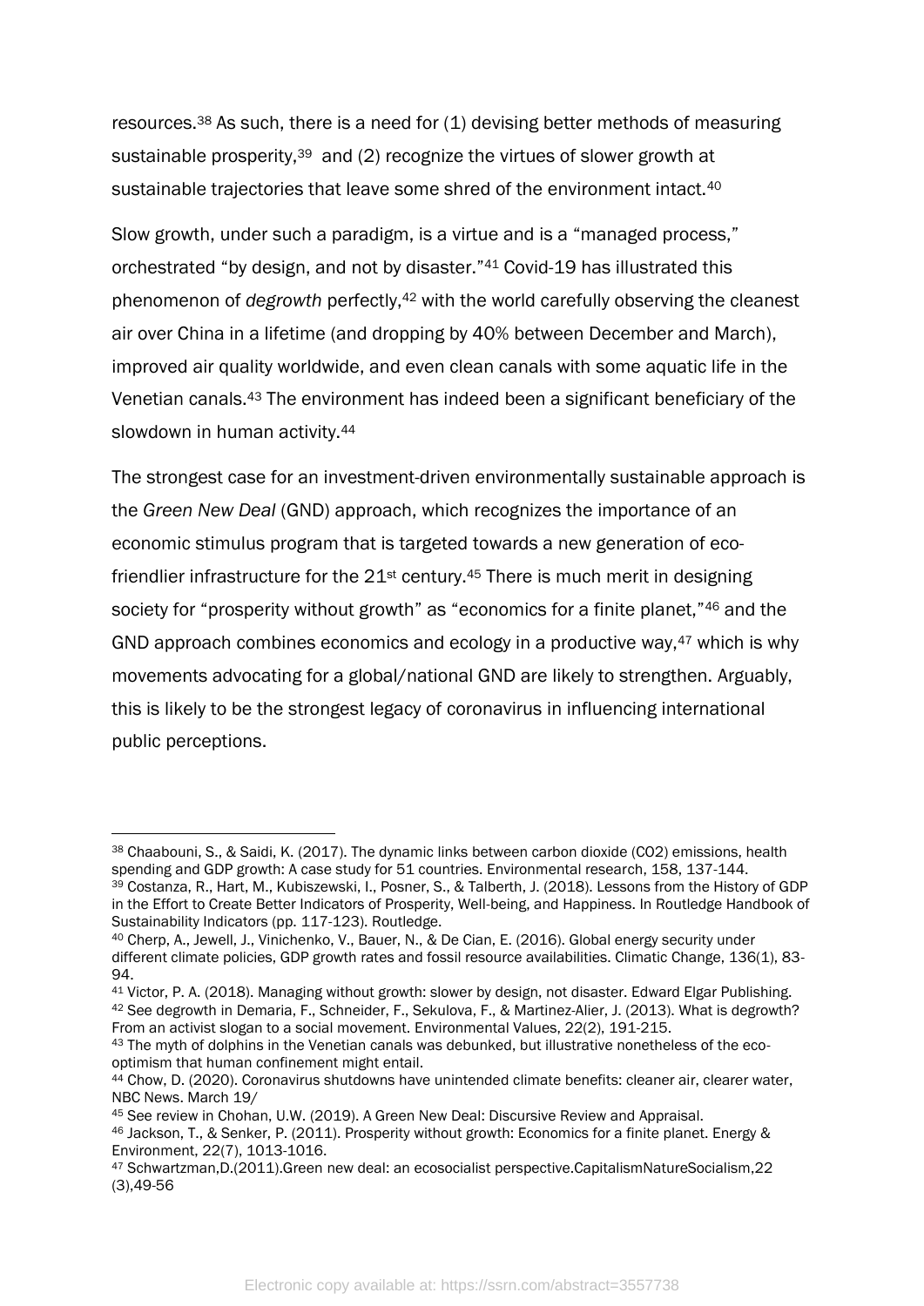resources.[38] As such, there is a need for (1) devising better methods of measuring sustainable prosperity,[39] and (2) recognize the virtues of slower growth at sustainable trajectories that leave some shred of the environment intact.[40]

Slow growth, under such a paradigm, is a virtue and is a "managed process," orchestrated "by design, and not by disaster."[41] Covid-19 has illustrated this phenomenon of *degrowth* perfectly,[42] with the world carefully observing the cleanest air over China in a lifetime (and dropping by 40% between December and March), improved air quality worldwide, and even clean canals with some aquatic life in the Venetian canals.[43] The environment has indeed been a significant beneficiary of the slowdown in human activity.[44]

The strongest case for an investment-driven environmentally sustainable approach is the *Green New Deal* (GND) approach, which recognizes the importance of an economic stimulus program that is targeted towards a new generation of eco-friendlier infrastructure for the 21st century.[45] There is much merit in designing society for "prosperity without growth" as "economics for a finite planet,"[46] and the GND approach combines economics and ecology in a productive way,[47] which is why movements advocating for a global/national GND are likely to strengthen. Arguably, this is likely to be the strongest legacy of coronavirus in influencing international public perceptions.

---

[38] Chaabouni, S., & Saidi, K. (2017). The dynamic links between carbon dioxide (CO2) emissions, health spending and GDP growth: A case study for 51 countries. Environmental research, 158, 137-144.

[39] Costanza, R., Hart, M., Kubiszewski, I., Posner, S., & Talberth, J. (2018). Lessons from the History of GDP in the Effort to Create Better Indicators of Prosperity, Well-being, and Happiness. In Routledge Handbook of Sustainability Indicators (pp. 117-123). Routledge.

[40] Cherp, A., Jewell, J., Vinichenko, V., Bauer, N., & De Cian, E. (2016). Global energy security under different climate policies, GDP growth rates and fossil resource availabilities. Climatic Change, 136(1), 83-94.

[41] Victor, P. A. (2018). Managing without growth: slower by design, not disaster. Edward Elgar Publishing.

[42] See degrowth in Demaria, F., Schneider, F., Sekulova, F., & Martinez-Alier, J. (2013). What is degrowth? From an activist slogan to a social movement. Environmental Values, 22(2), 191-215.

[43] The myth of dolphins in the Venetian canals was debunked, but illustrative nonetheless of the eco-optimism that human confinement might entail.

[44] Chow, D. (2020). Coronavirus shutdowns have unintended climate benefits: cleaner air, clearer water, NBC News. March 19/

[45] See review in Chohan, U.W. (2019). A Green New Deal: Discursive Review and Appraisal.

[46] Jackson, T., & Senker, P. (2011). Prosperity without growth: Economics for a finite planet. Energy & Environment, 22(7), 1013-1016.

[47] Schwartzman,D.(2011).Green new deal: an ecosocialist perspective.CapitalismNatureSocialism,22 (3),49-56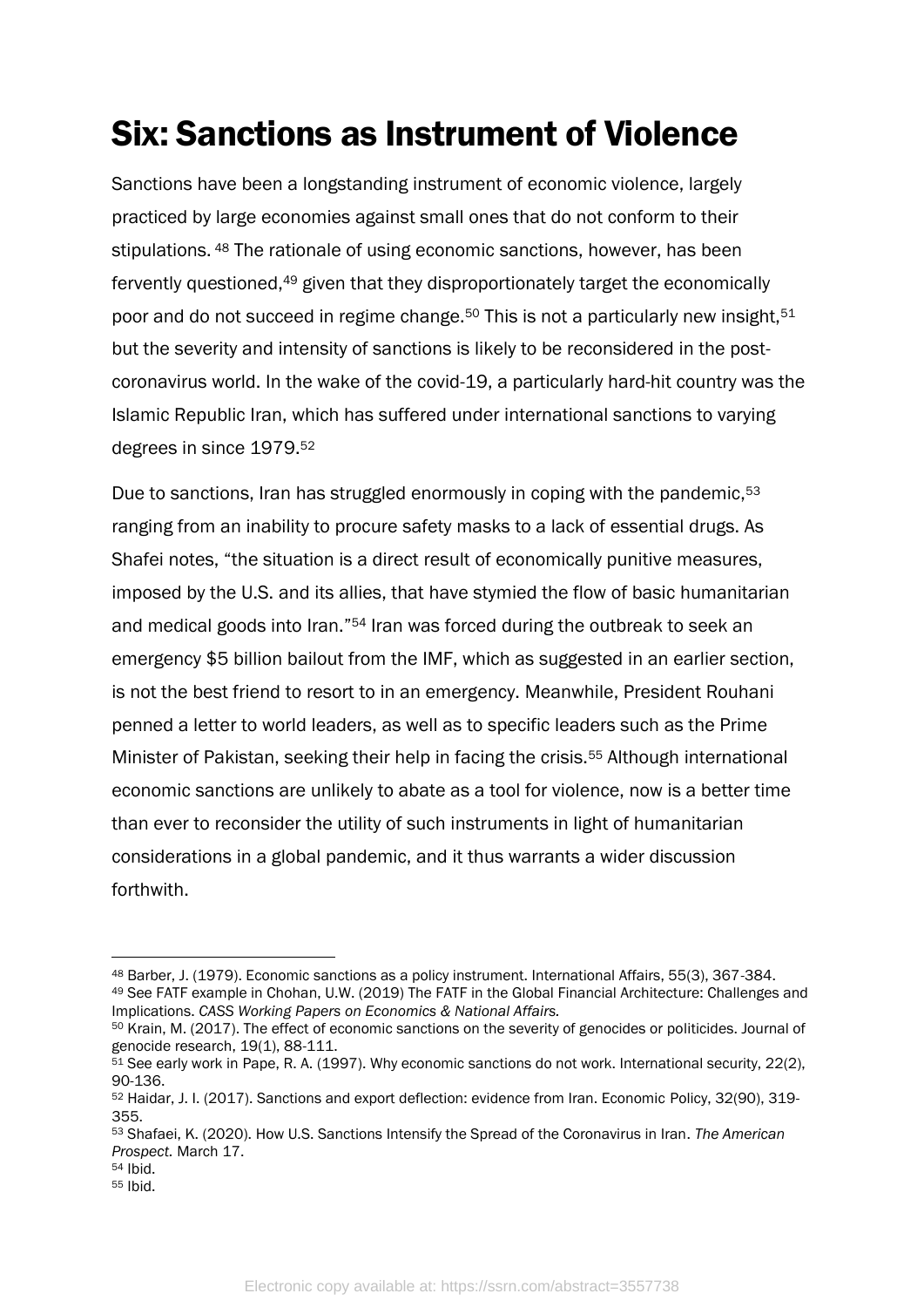# Six: Sanctions as Instrument of Violence

Sanctions have been a longstanding instrument of economic violence, largely practiced by large economies against small ones that do not conform to their stipulations.[48] The rationale of using economic sanctions, however, has been fervently questioned,[49] given that they disproportionately target the economically poor and do not succeed in regime change.[50] This is not a particularly new insight,[51] but the severity and intensity of sanctions is likely to be reconsidered in the post-coronavirus world. In the wake of the covid-19, a particularly hard-hit country was the Islamic Republic Iran, which has suffered under international sanctions to varying degrees in since 1979.[52]

Due to sanctions, Iran has struggled enormously in coping with the pandemic,[53] ranging from an inability to procure safety masks to a lack of essential drugs. As Shafei notes, "the situation is a direct result of economically punitive measures, imposed by the U.S. and its allies, that have stymied the flow of basic humanitarian and medical goods into Iran."[54] Iran was forced during the outbreak to seek an emergency $5 billion bailout from the IMF, which as suggested in an earlier section, is not the best friend to resort to in an emergency. Meanwhile, President Rouhani penned a letter to world leaders, as well as to specific leaders such as the Prime Minister of Pakistan, seeking their help in facing the crisis.[55] Although international economic sanctions are unlikely to abate as a tool for violence, now is a better time than ever to reconsider the utility of such instruments in light of humanitarian considerations in a global pandemic, and it thus warrants a wider discussion forthwith.

---

[48] Barber, J. (1979). Economic sanctions as a policy instrument. International Affairs, 55(3), 367-384.

[49] See FATF example in Chohan, U.W. (2019) The FATF in the Global Financial Architecture: Challenges and Implications. *CASS Working Papers on Economics & National Affairs.*

[50] Krain, M. (2017). The effect of economic sanctions on the severity of genocides or politicides. Journal of genocide research, 19(1), 88-111.

[51] See early work in Pape, R. A. (1997). Why economic sanctions do not work. International security, 22(2), 90-136.

[52] Haidar, J. I. (2017). Sanctions and export deflection: evidence from Iran. Economic Policy, 32(90), 319-355.

[53] Shafaei, K. (2020). How U.S. Sanctions Intensify the Spread of the Coronavirus in Iran. *The American Prospect*. March 17.

[54] Ibid.

[55] Ibid.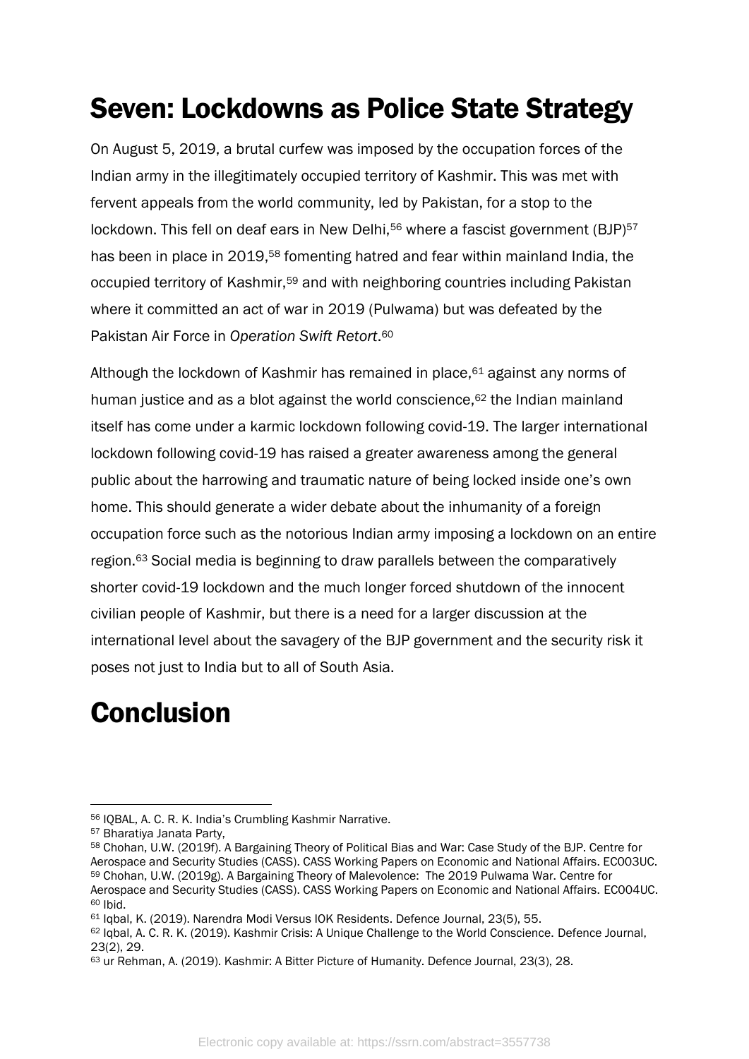# Seven: Lockdowns as Police State Strategy

On August 5, 2019, a brutal curfew was imposed by the occupation forces of the Indian army in the illegitimately occupied territory of Kashmir. This was met with fervent appeals from the world community, led by Pakistan, for a stop to the lockdown. This fell on deaf ears in New Delhi,[56] where a fascist government (BJP)[57] has been in place in 2019,[58] fomenting hatred and fear within mainland India, the occupied territory of Kashmir,[59] and with neighboring countries including Pakistan where it committed an act of war in 2019 (Pulwama) but was defeated by the Pakistan Air Force in *Operation Swift Retort*.[60]

Although the lockdown of Kashmir has remained in place,[61] against any norms of human justice and as a blot against the world conscience,[62] the Indian mainland itself has come under a karmic lockdown following covid-19. The larger international lockdown following covid-19 has raised a greater awareness among the general public about the harrowing and traumatic nature of being locked inside one's own home. This should generate a wider debate about the inhumanity of a foreign occupation force such as the notorious Indian army imposing a lockdown on an entire region.[63] Social media is beginning to draw parallels between the comparatively shorter covid-19 lockdown and the much longer forced shutdown of the innocent civilian people of Kashmir, but there is a need for a larger discussion at the international level about the savagery of the BJP government and the security risk it poses not just to India but to all of South Asia.

# Conclusion

---

[56] IQBAL, A. C. R. K. India's Crumbling Kashmir Narrative.

[57] Bharatiya Janata Party,

[58] Chohan, U.W. (2019f). A Bargaining Theory of Political Bias and War: Case Study of the BJP. Centre for Aerospace and Security Studies (CASS). CASS Working Papers on Economic and National Affairs. EC003UC.

[59] Chohan, U.W. (2019g). A Bargaining Theory of Malevolence: The 2019 Pulwama War. Centre for Aerospace and Security Studies (CASS). CASS Working Papers on Economic and National Affairs. EC004UC.

[60] Ibid.

[61] Iqbal, K. (2019). Narendra Modi Versus IOK Residents. Defence Journal, 23(5), 55.

[62] Iqbal, A. C. R. K. (2019). Kashmir Crisis: A Unique Challenge to the World Conscience. Defence Journal, 23(2), 29.

[63] ur Rehman, A. (2019). Kashmir: A Bitter Picture of Humanity. Defence Journal, 23(3), 28.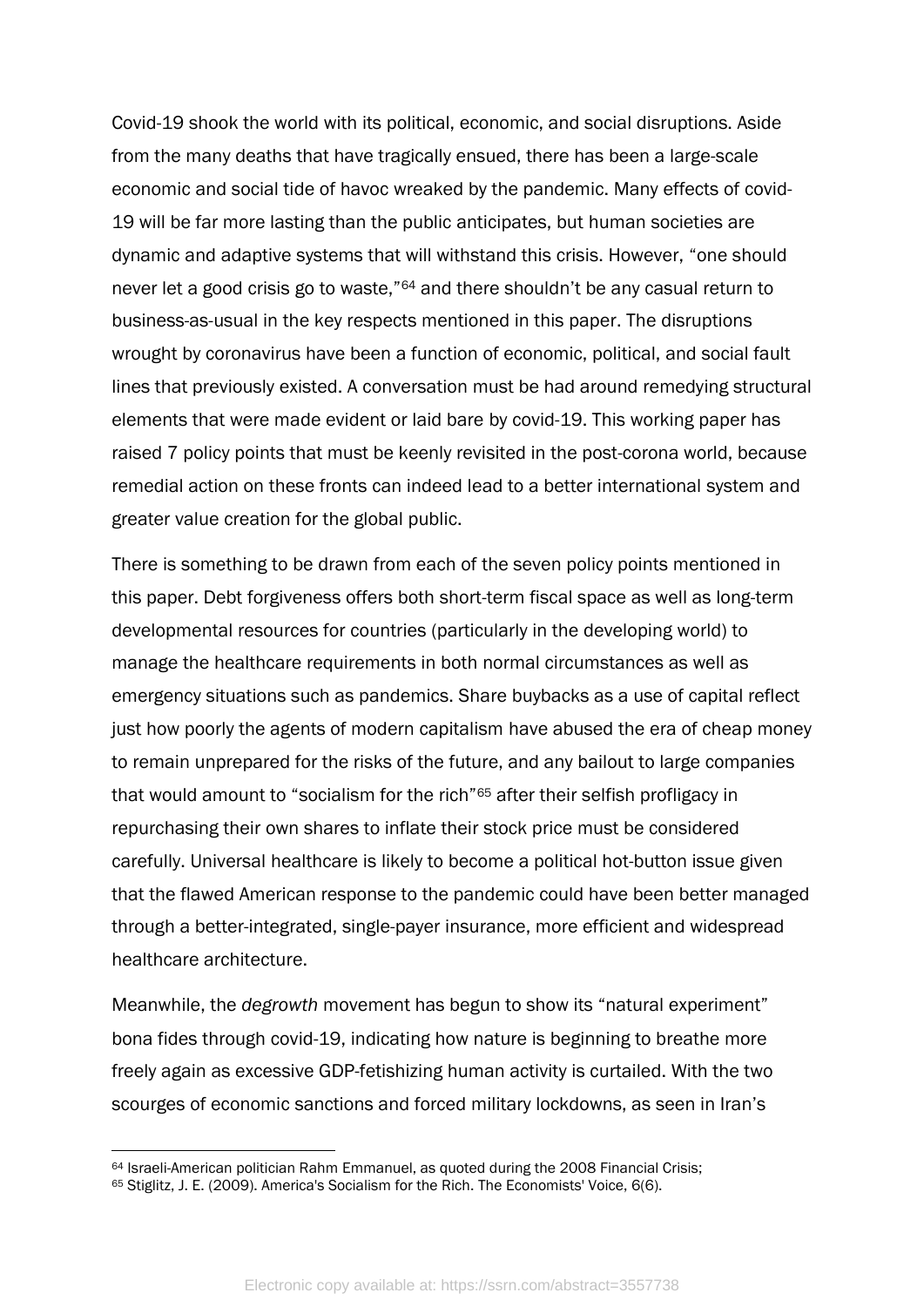Covid-19 shook the world with its political, economic, and social disruptions. Aside from the many deaths that have tragically ensued, there has been a large-scale economic and social tide of havoc wreaked by the pandemic. Many effects of covid-19 will be far more lasting than the public anticipates, but human societies are dynamic and adaptive systems that will withstand this crisis. However, "one should never let a good crisis go to waste,"[64] and there shouldn't be any casual return to business-as-usual in the key respects mentioned in this paper. The disruptions wrought by coronavirus have been a function of economic, political, and social fault lines that previously existed. A conversation must be had around remedying structural elements that were made evident or laid bare by covid-19. This working paper has raised 7 policy points that must be keenly revisited in the post-corona world, because remedial action on these fronts can indeed lead to a better international system and greater value creation for the global public.

There is something to be drawn from each of the seven policy points mentioned in this paper. Debt forgiveness offers both short-term fiscal space as well as long-term developmental resources for countries (particularly in the developing world) to manage the healthcare requirements in both normal circumstances as well as emergency situations such as pandemics. Share buybacks as a use of capital reflect just how poorly the agents of modern capitalism have abused the era of cheap money to remain unprepared for the risks of the future, and any bailout to large companies that would amount to "socialism for the rich"[65] after their selfish profligacy in repurchasing their own shares to inflate their stock price must be considered carefully. Universal healthcare is likely to become a political hot-button issue given that the flawed American response to the pandemic could have been better managed through a better-integrated, single-payer insurance, more efficient and widespread healthcare architecture.

Meanwhile, the *degrowth* movement has begun to show its "natural experiment" bona fides through covid-19, indicating how nature is beginning to breathe more freely again as excessive GDP-fetishizing human activity is curtailed. With the two scourges of economic sanctions and forced military lockdowns, as seen in Iran's

---

[64] Israeli-American politician Rahm Emmanuel, as quoted during the 2008 Financial Crisis;

[65] Stiglitz, J. E. (2009). America's Socialism for the Rich. The Economists' Voice, 6(6).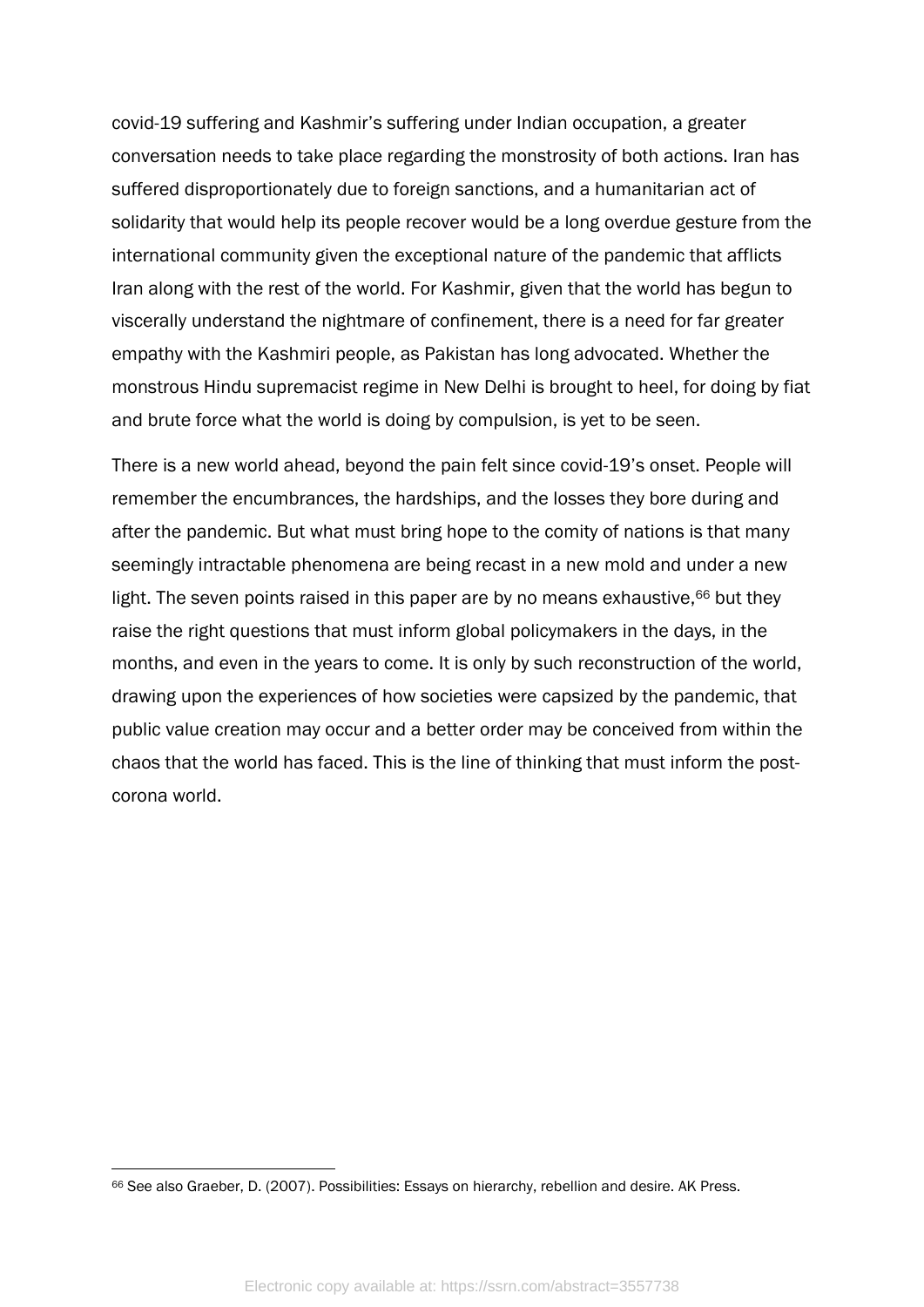covid-19 suffering and Kashmir's suffering under Indian occupation, a greater conversation needs to take place regarding the monstrosity of both actions. Iran has suffered disproportionately due to foreign sanctions, and a humanitarian act of solidarity that would help its people recover would be a long overdue gesture from the international community given the exceptional nature of the pandemic that afflicts Iran along with the rest of the world. For Kashmir, given that the world has begun to viscerally understand the nightmare of confinement, there is a need for far greater empathy with the Kashmiri people, as Pakistan has long advocated. Whether the monstrous Hindu supremacist regime in New Delhi is brought to heel, for doing by fiat and brute force what the world is doing by compulsion, is yet to be seen.

There is a new world ahead, beyond the pain felt since covid-19's onset. People will remember the encumbrances, the hardships, and the losses they bore during and after the pandemic. But what must bring hope to the comity of nations is that many seemingly intractable phenomena are being recast in a new mold and under a new light. The seven points raised in this paper are by no means exhaustive,[66] but they raise the right questions that must inform global policymakers in the days, in the months, and even in the years to come. It is only by such reconstruction of the world, drawing upon the experiences of how societies were capsized by the pandemic, that public value creation may occur and a better order may be conceived from within the chaos that the world has faced. This is the line of thinking that must inform the post-corona world.

[66] See also Graeber, D. (2007). Possibilities: Essays on hierarchy, rebellion and desire. AK Press.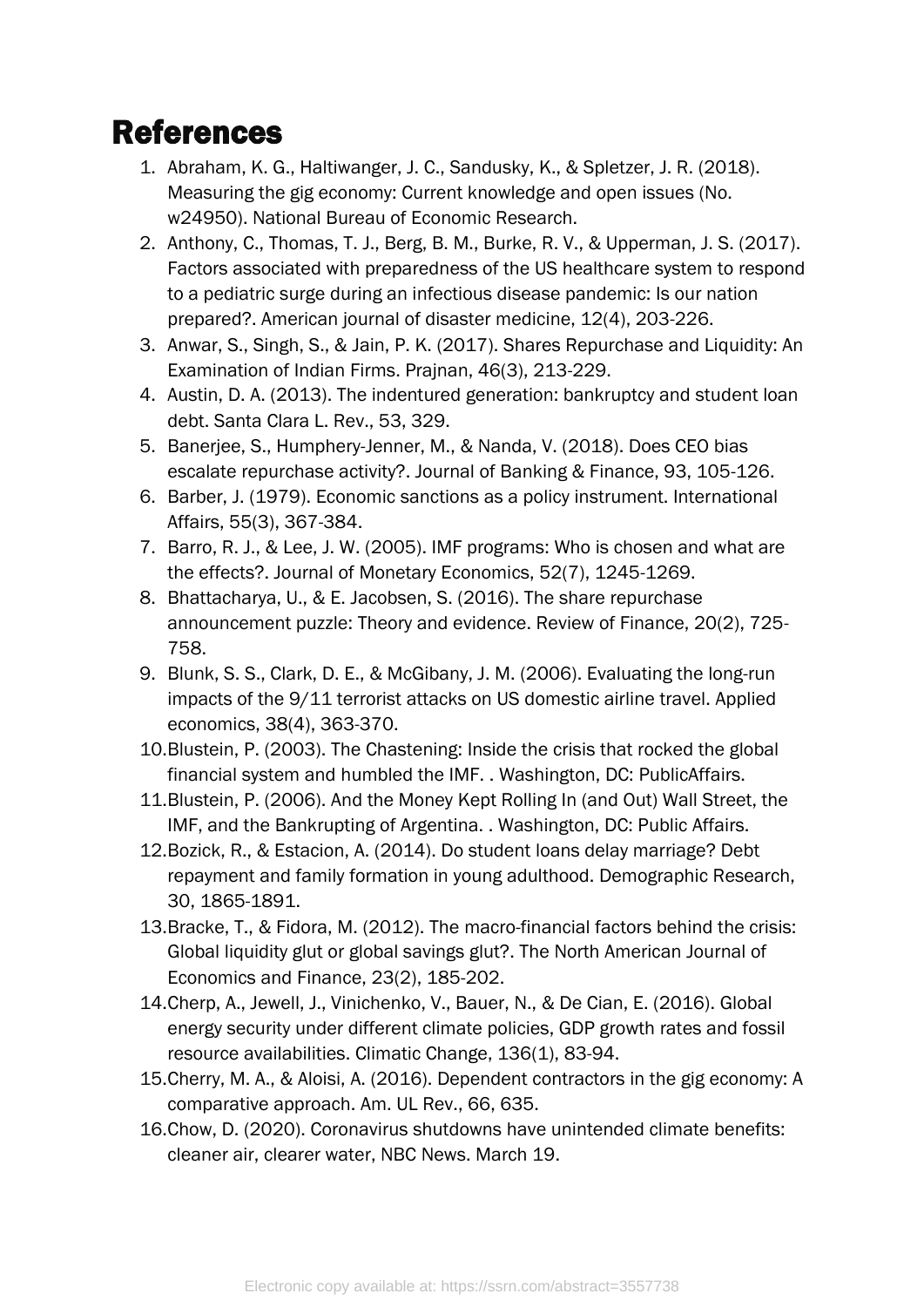# References

1. Abraham, K. G., Haltiwanger, J. C., Sandusky, K., & Spletzer, J. R. (2018). Measuring the gig economy: Current knowledge and open issues (No. w24950). National Bureau of Economic Research.
2. Anthony, C., Thomas, T. J., Berg, B. M., Burke, R. V., & Upperman, J. S. (2017). Factors associated with preparedness of the US healthcare system to respond to a pediatric surge during an infectious disease pandemic: Is our nation prepared?. American journal of disaster medicine, 12(4), 203-226.
3. Anwar, S., Singh, S., & Jain, P. K. (2017). Shares Repurchase and Liquidity: An Examination of Indian Firms. Prajnan, 46(3), 213-229.
4. Austin, D. A. (2013). The indentured generation: bankruptcy and student loan debt. Santa Clara L. Rev., 53, 329.
5. Banerjee, S., Humphery-Jenner, M., & Nanda, V. (2018). Does CEO bias escalate repurchase activity?. Journal of Banking & Finance, 93, 105-126.
6. Barber, J. (1979). Economic sanctions as a policy instrument. International Affairs, 55(3), 367-384.
7. Barro, R. J., & Lee, J. W. (2005). IMF programs: Who is chosen and what are the effects?. Journal of Monetary Economics, 52(7), 1245-1269.
8. Bhattacharya, U., & E. Jacobsen, S. (2016). The share repurchase announcement puzzle: Theory and evidence. Review of Finance, 20(2), 725-758.
9. Blunk, S. S., Clark, D. E., & McGibany, J. M. (2006). Evaluating the long-run impacts of the 9/11 terrorist attacks on US domestic airline travel. Applied economics, 38(4), 363-370.
10. Blustein, P. (2003). The Chastening: Inside the crisis that rocked the global financial system and humbled the IMF. . Washington, DC: PublicAffairs.
11. Blustein, P. (2006). And the Money Kept Rolling In (and Out) Wall Street, the IMF, and the Bankrupting of Argentina. . Washington, DC: Public Affairs.
12. Bozick, R., & Estacion, A. (2014). Do student loans delay marriage? Debt repayment and family formation in young adulthood. Demographic Research, 30, 1865-1891.
13. Bracke, T., & Fidora, M. (2012). The macro-financial factors behind the crisis: Global liquidity glut or global savings glut?. The North American Journal of Economics and Finance, 23(2), 185-202.
14. Cherp, A., Jewell, J., Vinichenko, V., Bauer, N., & De Cian, E. (2016). Global energy security under different climate policies, GDP growth rates and fossil resource availabilities. Climatic Change, 136(1), 83-94.
15. Cherry, M. A., & Aloisi, A. (2016). Dependent contractors in the gig economy: A comparative approach. Am. UL Rev., 66, 635.
16. Chow, D. (2020). Coronavirus shutdowns have unintended climate benefits: cleaner air, clearer water, NBC News. March 19.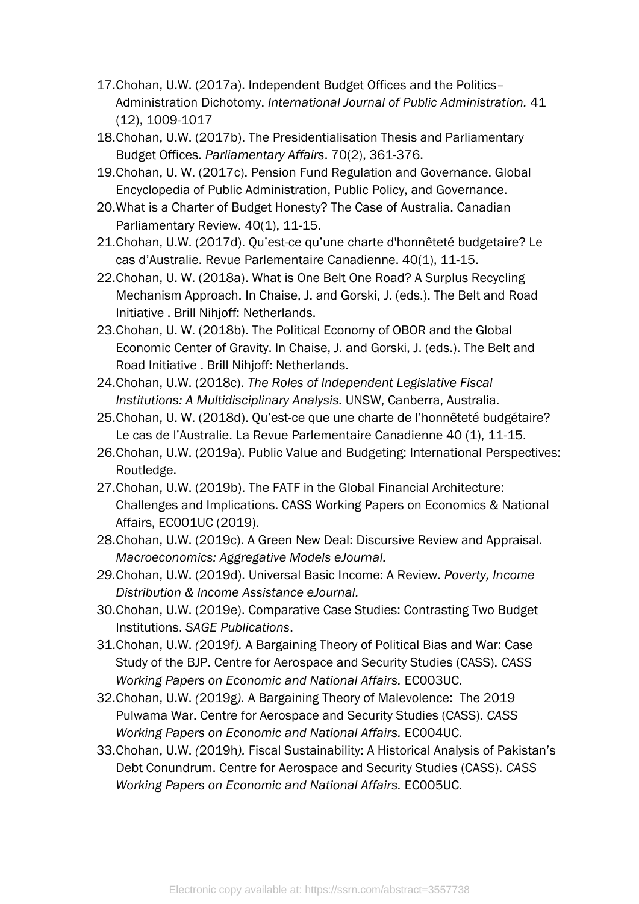17. Chohan, U.W. (2017a). Independent Budget Offices and the Politics–Administration Dichotomy. *International Journal of Public Administration.* 41 (12), 1009-1017
18. Chohan, U.W. (2017b). The Presidentialisation Thesis and Parliamentary Budget Offices. *Parliamentary Affairs*. 70(2), 361-376.
19. Chohan, U. W. (2017c). Pension Fund Regulation and Governance. Global Encyclopedia of Public Administration, Public Policy, and Governance.
20. What is a Charter of Budget Honesty? The Case of Australia. Canadian Parliamentary Review. 40(1), 11-15.
21. Chohan, U.W. (2017d). Qu'est-ce qu'une charte d'honnêteté budgetaire? Le cas d'Australie. Revue Parlementaire Canadienne. 40(1), 11-15.
22. Chohan, U. W. (2018a). What is One Belt One Road? A Surplus Recycling Mechanism Approach. In Chaise, J. and Gorski, J. (eds.). The Belt and Road Initiative . Brill Nihjoff: Netherlands.
23. Chohan, U. W. (2018b). The Political Economy of OBOR and the Global Economic Center of Gravity. In Chaise, J. and Gorski, J. (eds.). The Belt and Road Initiative . Brill Nihjoff: Netherlands.
24. Chohan, U.W. (2018c). *The Roles of Independent Legislative Fiscal Institutions: A Multidisciplinary Analysis.* UNSW, Canberra, Australia.
25. Chohan, U. W. (2018d). Qu'est-ce que une charte de l'honnêteté budgétaire? Le cas de l'Australie. La Revue Parlementaire Canadienne 40 (1), 11-15.
26. Chohan, U.W. (2019a). Public Value and Budgeting: International Perspectives: Routledge.
27. Chohan, U.W. (2019b). The FATF in the Global Financial Architecture: Challenges and Implications. CASS Working Papers on Economics & National Affairs, EC001UC (2019).
28. Chohan, U.W. (2019c). A Green New Deal: Discursive Review and Appraisal. *Macroeconomics: Aggregative Models eJournal.*
29. Chohan, U.W. (2019d). Universal Basic Income: A Review. *Poverty, Income Distribution & Income Assistance eJournal.*
30. Chohan, U.W. (2019e). Comparative Case Studies: Contrasting Two Budget Institutions. *SAGE Publications*.
31. Chohan, U.W. *(*2019f*).* A Bargaining Theory of Political Bias and War: Case Study of the BJP. Centre for Aerospace and Security Studies (CASS). *CASS Working Papers on Economic and National Affairs.* EC003UC.
32. Chohan, U.W. *(*2019g*).* A Bargaining Theory of Malevolence: The 2019 Pulwama War. Centre for Aerospace and Security Studies (CASS). *CASS Working Papers on Economic and National Affairs.* EC004UC.
33. Chohan, U.W. *(*2019h*).* Fiscal Sustainability: A Historical Analysis of Pakistan's Debt Conundrum. Centre for Aerospace and Security Studies (CASS). *CASS Working Papers on Economic and National Affairs.* EC005UC.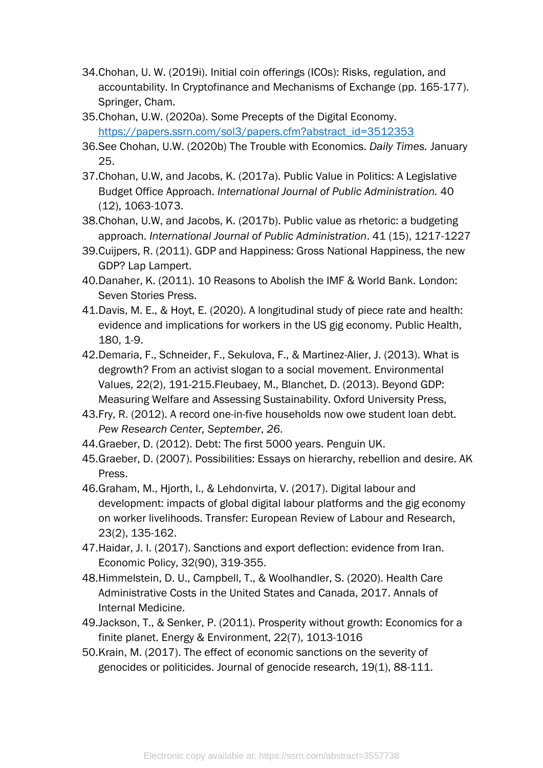34. Chohan, U. W. (2019i). Initial coin offerings (ICOs): Risks, regulation, and accountability. In Cryptofinance and Mechanisms of Exchange (pp. 165-177). Springer, Cham.
35. Chohan, U.W. (2020a). Some Precepts of the Digital Economy. https://papers.ssrn.com/sol3/papers.cfm?abstract_id=3512353
36. See Chohan, U.W. (2020b) The Trouble with Economics. *Daily Times.* January 25.
37. Chohan, U.W, and Jacobs, K. (2017a). Public Value in Politics: A Legislative Budget Office Approach. *International Journal of Public Administration.* 40 (12), 1063-1073.
38. Chohan, U.W, and Jacobs, K. (2017b). Public value as rhetoric: a budgeting approach. *International Journal of Public Administration*. 41 (15), 1217-1227
39. Cuijpers, R. (2011). GDP and Happiness: Gross National Happiness, the new GDP? Lap Lampert.
40. Danaher, K. (2011). 10 Reasons to Abolish the IMF & World Bank. London: Seven Stories Press.
41. Davis, M. E., & Hoyt, E. (2020). A longitudinal study of piece rate and health: evidence and implications for workers in the US gig economy. Public Health, 180, 1-9.
42. Demaria, F., Schneider, F., Sekulova, F., & Martinez-Alier, J. (2013). What is degrowth? From an activist slogan to a social movement. Environmental Values, 22(2), 191-215.Fleubaey, M., Blanchet, D. (2013). Beyond GDP: Measuring Welfare and Assessing Sustainability. Oxford University Press,
43. Fry, R. (2012). A record one-in-five households now owe student loan debt. *Pew Research Center, September*, *26*.
44. Graeber, D. (2012). Debt: The first 5000 years. Penguin UK.
45. Graeber, D. (2007). Possibilities: Essays on hierarchy, rebellion and desire. AK Press.
46. Graham, M., Hjorth, I., & Lehdonvirta, V. (2017). Digital labour and development: impacts of global digital labour platforms and the gig economy on worker livelihoods. Transfer: European Review of Labour and Research, 23(2), 135-162.
47. Haidar, J. I. (2017). Sanctions and export deflection: evidence from Iran. Economic Policy, 32(90), 319-355.
48. Himmelstein, D. U., Campbell, T., & Woolhandler, S. (2020). Health Care Administrative Costs in the United States and Canada, 2017. Annals of Internal Medicine.
49. Jackson, T., & Senker, P. (2011). Prosperity without growth: Economics for a finite planet. Energy & Environment, 22(7), 1013-1016
50. Krain, M. (2017). The effect of economic sanctions on the severity of genocides or politicides. Journal of genocide research, 19(1), 88-111.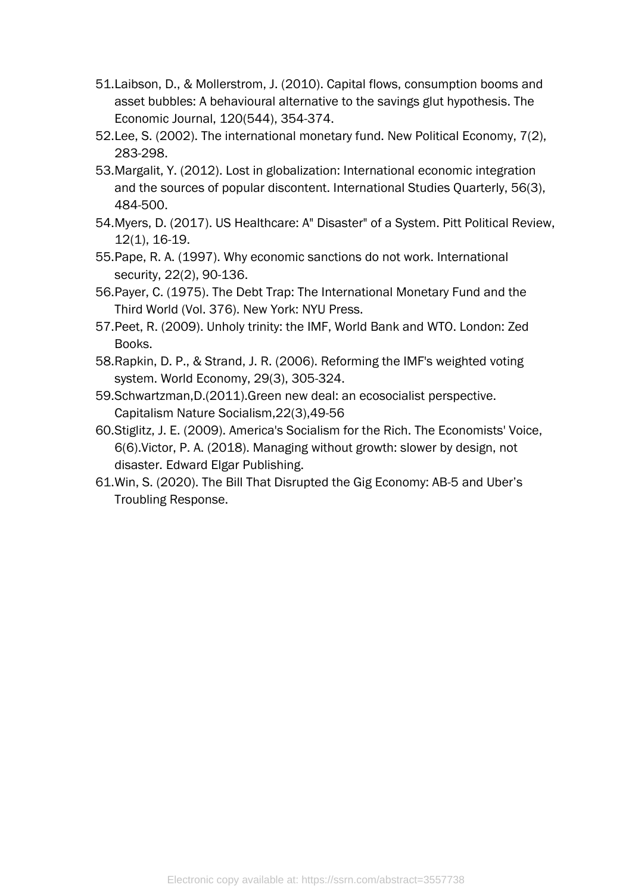51. Laibson, D., & Mollerstrom, J. (2010). Capital flows, consumption booms and asset bubbles: A behavioural alternative to the savings glut hypothesis. The Economic Journal, 120(544), 354-374.
52. Lee, S. (2002). The international monetary fund. New Political Economy, 7(2), 283-298.
53. Margalit, Y. (2012). Lost in globalization: International economic integration and the sources of popular discontent. International Studies Quarterly, 56(3), 484-500.
54. Myers, D. (2017). US Healthcare: A" Disaster" of a System. Pitt Political Review, 12(1), 16-19.
55. Pape, R. A. (1997). Why economic sanctions do not work. International security, 22(2), 90-136.
56. Payer, C. (1975). The Debt Trap: The International Monetary Fund and the Third World (Vol. 376). New York: NYU Press.
57. Peet, R. (2009). Unholy trinity: the IMF, World Bank and WTO. London: Zed Books.
58. Rapkin, D. P., & Strand, J. R. (2006). Reforming the IMF's weighted voting system. World Economy, 29(3), 305-324.
59. Schwartzman,D.(2011).Green new deal: an ecosocialist perspective. Capitalism Nature Socialism,22(3),49-56
60. Stiglitz, J. E. (2009). America's Socialism for the Rich. The Economists' Voice, 6(6).Victor, P. A. (2018). Managing without growth: slower by design, not disaster. Edward Elgar Publishing.
61. Win, S. (2020). The Bill That Disrupted the Gig Economy: AB-5 and Uber's Troubling Response.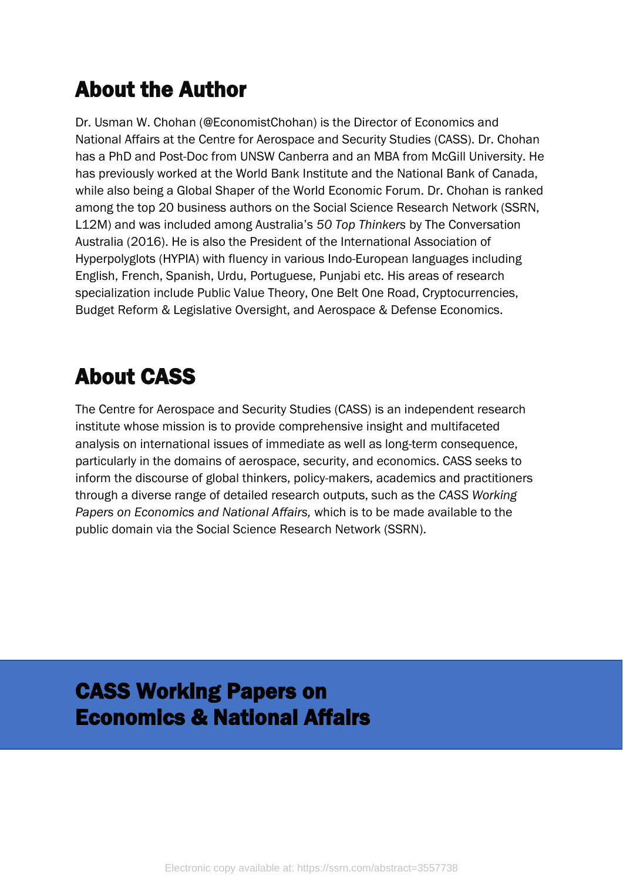## About the Author

Dr. Usman W. Chohan (@EconomistChohan) is the Director of Economics and National Affairs at the Centre for Aerospace and Security Studies (CASS). Dr. Chohan has a PhD and Post-Doc from UNSW Canberra and an MBA from McGill University. He has previously worked at the World Bank Institute and the National Bank of Canada, while also being a Global Shaper of the World Economic Forum. Dr. Chohan is ranked among the top 20 business authors on the Social Science Research Network (SSRN, L12M) and was included among Australia's *50 Top Thinkers* by The Conversation Australia (2016). He is also the President of the International Association of Hyperpolyglots (HYPIA) with fluency in various Indo-European languages including English, French, Spanish, Urdu, Portuguese, Punjabi etc. His areas of research specialization include Public Value Theory, One Belt One Road, Cryptocurrencies, Budget Reform & Legislative Oversight, and Aerospace & Defense Economics.

## About CASS

The Centre for Aerospace and Security Studies (CASS) is an independent research institute whose mission is to provide comprehensive insight and multifaceted analysis on international issues of immediate as well as long-term consequence, particularly in the domains of aerospace, security, and economics. CASS seeks to inform the discourse of global thinkers, policy-makers, academics and practitioners through a diverse range of detailed research outputs, such as the *CASS Working Papers on Economics and National Affairs,* which is to be made available to the public domain via the Social Science Research Network (SSRN).

## CASS Working Papers on Economics & National Affairs